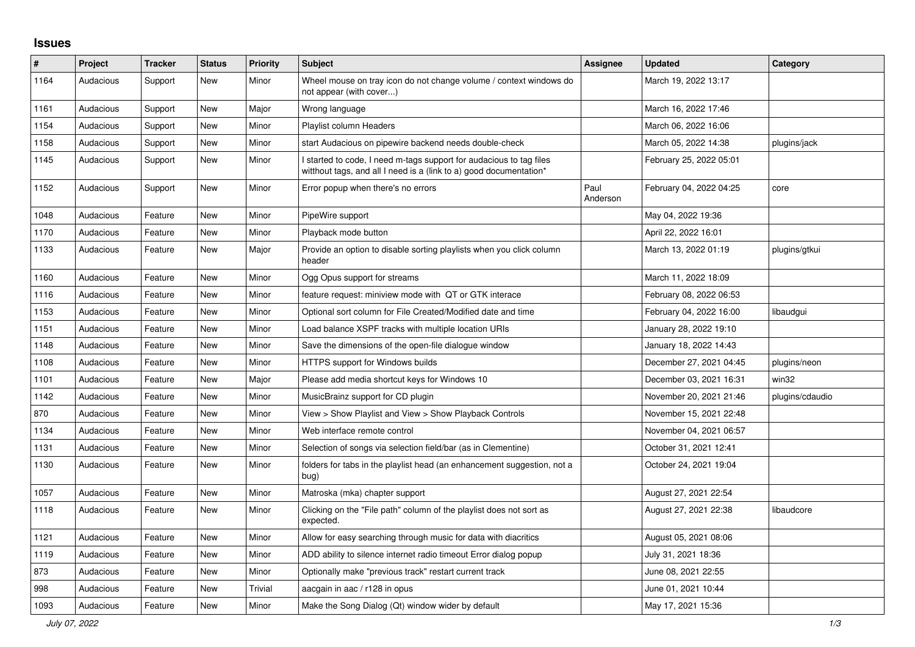## Issues

| # | Project | Tracker | Status | Priority | Subject | Assignee | Updated | Category |
|---|---|---|---|---|---|---|---|---|
| 1164 | Audacious | Support | New | Minor | Wheel mouse on tray icon do not change volume / context windows do not appear (with cover...) | | March 19, 2022 13:17 | |
| 1161 | Audacious | Support | New | Major | Wrong language | | March 16, 2022 17:46 | |
| 1154 | Audacious | Support | New | Minor | Playlist column Headers | | March 06, 2022 16:06 | |
| 1158 | Audacious | Support | New | Minor | start Audacious on pipewire backend needs double-check | | March 05, 2022 14:38 | plugins/jack |
| 1145 | Audacious | Support | New | Minor | I started to code, I need m-tags support for audacious to tag files witthout tags, and all I need is a (link to a) good documentation* | | February 25, 2022 05:01 | |
| 1152 | Audacious | Support | New | Minor | Error popup when there's no errors | Paul Anderson | February 04, 2022 04:25 | core |
| 1048 | Audacious | Feature | New | Minor | PipeWire support | | May 04, 2022 19:36 | |
| 1170 | Audacious | Feature | New | Minor | Playback mode button | | April 22, 2022 16:01 | |
| 1133 | Audacious | Feature | New | Major | Provide an option to disable sorting playlists when you click column header | | March 13, 2022 01:19 | plugins/gtkui |
| 1160 | Audacious | Feature | New | Minor | Ogg Opus support for streams | | March 11, 2022 18:09 | |
| 1116 | Audacious | Feature | New | Minor | feature request: miniview mode with QT or GTK interace | | February 08, 2022 06:53 | |
| 1153 | Audacious | Feature | New | Minor | Optional sort column for File Created/Modified date and time | | February 04, 2022 16:00 | libaudgui |
| 1151 | Audacious | Feature | New | Minor | Load balance XSPF tracks with multiple location URIs | | January 28, 2022 19:10 | |
| 1148 | Audacious | Feature | New | Minor | Save the dimensions of the open-file dialogue window | | January 18, 2022 14:43 | |
| 1108 | Audacious | Feature | New | Minor | HTTPS support for Windows builds | | December 27, 2021 04:45 | plugins/neon |
| 1101 | Audacious | Feature | New | Major | Please add media shortcut keys for Windows 10 | | December 03, 2021 16:31 | win32 |
| 1142 | Audacious | Feature | New | Minor | MusicBrainz support for CD plugin | | November 20, 2021 21:46 | plugins/cdaudio |
| 870 | Audacious | Feature | New | Minor | View > Show Playlist and View > Show Playback Controls | | November 15, 2021 22:48 | |
| 1134 | Audacious | Feature | New | Minor | Web interface remote control | | November 04, 2021 06:57 | |
| 1131 | Audacious | Feature | New | Minor | Selection of songs via selection field/bar (as in Clementine) | | October 31, 2021 12:41 | |
| 1130 | Audacious | Feature | New | Minor | folders for tabs in the playlist head (an enhancement suggestion, not a bug) | | October 24, 2021 19:04 | |
| 1057 | Audacious | Feature | New | Minor | Matroska (mka) chapter support | | August 27, 2021 22:54 | |
| 1118 | Audacious | Feature | New | Minor | Clicking on the "File path" column of the playlist does not sort as expected. | | August 27, 2021 22:38 | libaudcore |
| 1121 | Audacious | Feature | New | Minor | Allow for easy searching through music for data with diacritics | | August 05, 2021 08:06 | |
| 1119 | Audacious | Feature | New | Minor | ADD ability to silence internet radio timeout Error dialog popup | | July 31, 2021 18:36 | |
| 873 | Audacious | Feature | New | Minor | Optionally make "previous track" restart current track | | June 08, 2021 22:55 | |
| 998 | Audacious | Feature | New | Trivial | aacgain in aac / r128 in opus | | June 01, 2021 10:44 | |
| 1093 | Audacious | Feature | New | Minor | Make the Song Dialog (Qt) window wider by default | | May 17, 2021 15:36 | |

*July 07, 2022*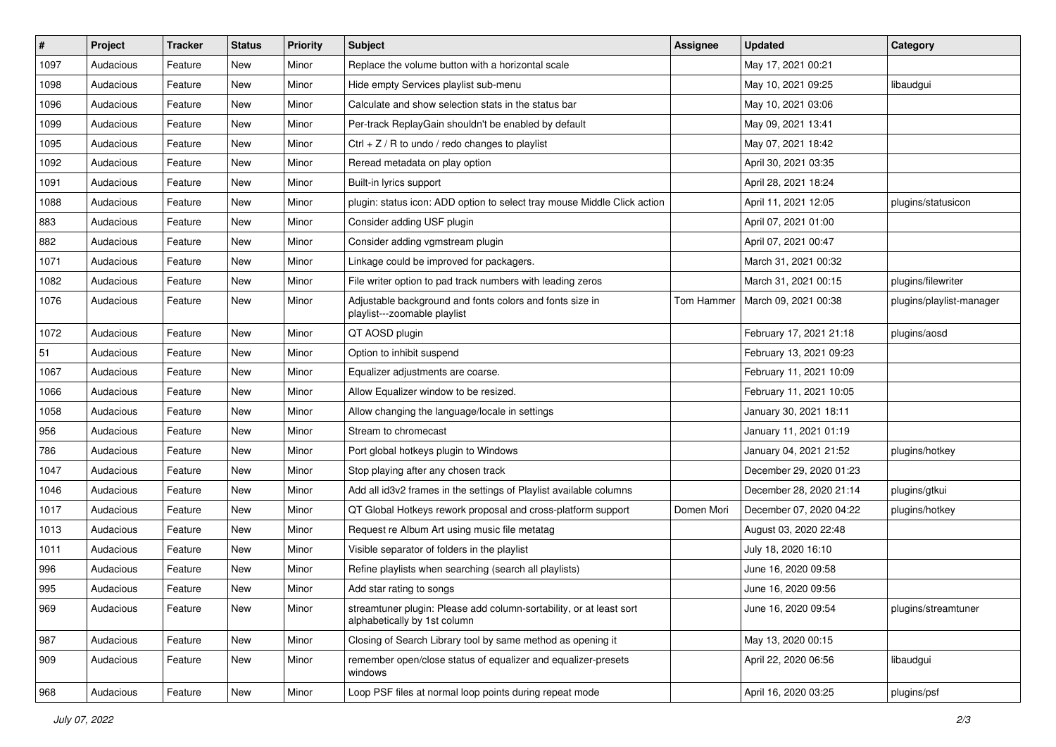| # | Project | Tracker | Status | Priority | Subject | Assignee | Updated | Category |
|---|---|---|---|---|---|---|---|---|
| 1097 | Audacious | Feature | New | Minor | Replace the volume button with a horizontal scale | | May 17, 2021 00:21 | |
| 1098 | Audacious | Feature | New | Minor | Hide empty Services playlist sub-menu | | May 10, 2021 09:25 | libaudgui |
| 1096 | Audacious | Feature | New | Minor | Calculate and show selection stats in the status bar | | May 10, 2021 03:06 | |
| 1099 | Audacious | Feature | New | Minor | Per-track ReplayGain shouldn't be enabled by default | | May 09, 2021 13:41 | |
| 1095 | Audacious | Feature | New | Minor | Ctrl + Z / R to undo / redo changes to playlist | | May 07, 2021 18:42 | |
| 1092 | Audacious | Feature | New | Minor | Reread metadata on play option | | April 30, 2021 03:35 | |
| 1091 | Audacious | Feature | New | Minor | Built-in lyrics support | | April 28, 2021 18:24 | |
| 1088 | Audacious | Feature | New | Minor | plugin: status icon: ADD option to select tray mouse Middle Click action | | April 11, 2021 12:05 | plugins/statusicon |
| 883 | Audacious | Feature | New | Minor | Consider adding USF plugin | | April 07, 2021 01:00 | |
| 882 | Audacious | Feature | New | Minor | Consider adding vgmstream plugin | | April 07, 2021 00:47 | |
| 1071 | Audacious | Feature | New | Minor | Linkage could be improved for packagers. | | March 31, 2021 00:32 | |
| 1082 | Audacious | Feature | New | Minor | File writer option to pad track numbers with leading zeros | | March 31, 2021 00:15 | plugins/filewriter |
| 1076 | Audacious | Feature | New | Minor | Adjustable background and fonts colors and fonts size in playlist---zoomable playlist | Tom Hammer | March 09, 2021 00:38 | plugins/playlist-manager |
| 1072 | Audacious | Feature | New | Minor | QT AOSD plugin | | February 17, 2021 21:18 | plugins/aosd |
| 51 | Audacious | Feature | New | Minor | Option to inhibit suspend | | February 13, 2021 09:23 | |
| 1067 | Audacious | Feature | New | Minor | Equalizer adjustments are coarse. | | February 11, 2021 10:09 | |
| 1066 | Audacious | Feature | New | Minor | Allow Equalizer window to be resized. | | February 11, 2021 10:05 | |
| 1058 | Audacious | Feature | New | Minor | Allow changing the language/locale in settings | | January 30, 2021 18:11 | |
| 956 | Audacious | Feature | New | Minor | Stream to chromecast | | January 11, 2021 01:19 | |
| 786 | Audacious | Feature | New | Minor | Port global hotkeys plugin to Windows | | January 04, 2021 21:52 | plugins/hotkey |
| 1047 | Audacious | Feature | New | Minor | Stop playing after any chosen track | | December 29, 2020 01:23 | |
| 1046 | Audacious | Feature | New | Minor | Add all id3v2 frames in the settings of Playlist available columns | | December 28, 2020 21:14 | plugins/gtkui |
| 1017 | Audacious | Feature | New | Minor | QT Global Hotkeys rework proposal and cross-platform support | Domen Mori | December 07, 2020 04:22 | plugins/hotkey |
| 1013 | Audacious | Feature | New | Minor | Request re Album Art using music file metatag | | August 03, 2020 22:48 | |
| 1011 | Audacious | Feature | New | Minor | Visible separator of folders in the playlist | | July 18, 2020 16:10 | |
| 996 | Audacious | Feature | New | Minor | Refine playlists when searching (search all playlists) | | June 16, 2020 09:58 | |
| 995 | Audacious | Feature | New | Minor | Add star rating to songs | | June 16, 2020 09:56 | |
| 969 | Audacious | Feature | New | Minor | streamtuner plugin: Please add column-sortability, or at least sort alphabetically by 1st column | | June 16, 2020 09:54 | plugins/streamtuner |
| 987 | Audacious | Feature | New | Minor | Closing of Search Library tool by same method as opening it | | May 13, 2020 00:15 | |
| 909 | Audacious | Feature | New | Minor | remember open/close status of equalizer and equalizer-presets windows | | April 22, 2020 06:56 | libaudgui |
| 968 | Audacious | Feature | New | Minor | Loop PSF files at normal loop points during repeat mode | | April 16, 2020 03:25 | plugins/psf |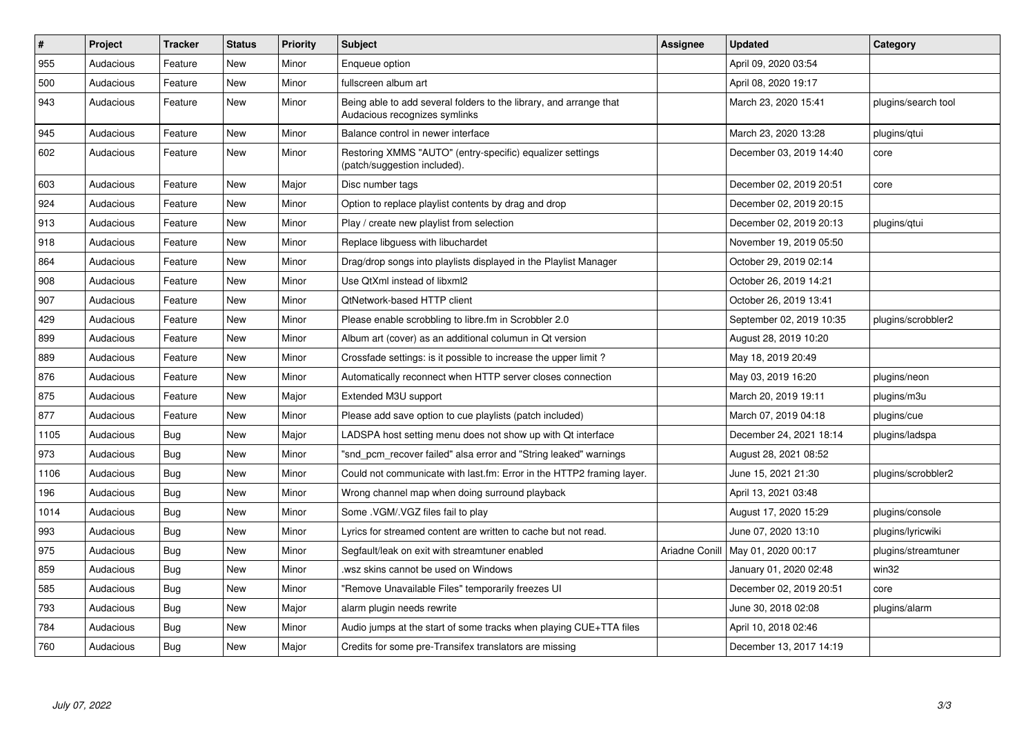| # | Project | Tracker | Status | Priority | Subject | Assignee | Updated | Category |
|---|---|---|---|---|---|---|---|---|
| 955 | Audacious | Feature | New | Minor | Enqueue option | | April 09, 2020 03:54 | |
| 500 | Audacious | Feature | New | Minor | fullscreen album art | | April 08, 2020 19:17 | |
| 943 | Audacious | Feature | New | Minor | Being able to add several folders to the library, and arrange that Audacious recognizes symlinks | | March 23, 2020 15:41 | plugins/search tool |
| 945 | Audacious | Feature | New | Minor | Balance control in newer interface | | March 23, 2020 13:28 | plugins/qtui |
| 602 | Audacious | Feature | New | Minor | Restoring XMMS "AUTO" (entry-specific) equalizer settings (patch/suggestion included). | | December 03, 2019 14:40 | core |
| 603 | Audacious | Feature | New | Major | Disc number tags | | December 02, 2019 20:51 | core |
| 924 | Audacious | Feature | New | Minor | Option to replace playlist contents by drag and drop | | December 02, 2019 20:15 | |
| 913 | Audacious | Feature | New | Minor | Play / create new playlist from selection | | December 02, 2019 20:13 | plugins/qtui |
| 918 | Audacious | Feature | New | Minor | Replace libguess with libuchardet | | November 19, 2019 05:50 | |
| 864 | Audacious | Feature | New | Minor | Drag/drop songs into playlists displayed in the Playlist Manager | | October 29, 2019 02:14 | |
| 908 | Audacious | Feature | New | Minor | Use QtXml instead of libxml2 | | October 26, 2019 14:21 | |
| 907 | Audacious | Feature | New | Minor | QtNetwork-based HTTP client | | October 26, 2019 13:41 | |
| 429 | Audacious | Feature | New | Minor | Please enable scrobbling to libre.fm in Scrobbler 2.0 | | September 02, 2019 10:35 | plugins/scrobbler2 |
| 899 | Audacious | Feature | New | Minor | Album art (cover) as an additional columun in Qt version | | August 28, 2019 10:20 | |
| 889 | Audacious | Feature | New | Minor | Crossfade settings: is it possible to increase the upper limit ? | | May 18, 2019 20:49 | |
| 876 | Audacious | Feature | New | Minor | Automatically reconnect when HTTP server closes connection | | May 03, 2019 16:20 | plugins/neon |
| 875 | Audacious | Feature | New | Major | Extended M3U support | | March 20, 2019 19:11 | plugins/m3u |
| 877 | Audacious | Feature | New | Minor | Please add save option to cue playlists (patch included) | | March 07, 2019 04:18 | plugins/cue |
| 1105 | Audacious | Bug | New | Major | LADSPA host setting menu does not show up with Qt interface | | December 24, 2021 18:14 | plugins/ladspa |
| 973 | Audacious | Bug | New | Minor | "snd_pcm_recover failed" alsa error and "String leaked" warnings | | August 28, 2021 08:52 | |
| 1106 | Audacious | Bug | New | Minor | Could not communicate with last.fm: Error in the HTTP2 framing layer. | | June 15, 2021 21:30 | plugins/scrobbler2 |
| 196 | Audacious | Bug | New | Minor | Wrong channel map when doing surround playback | | April 13, 2021 03:48 | |
| 1014 | Audacious | Bug | New | Minor | Some .VGM/.VGZ files fail to play | | August 17, 2020 15:29 | plugins/console |
| 993 | Audacious | Bug | New | Minor | Lyrics for streamed content are written to cache but not read. | | June 07, 2020 13:10 | plugins/lyricwiki |
| 975 | Audacious | Bug | New | Minor | Segfault/leak on exit with streamtuner enabled | Ariadne Conill | May 01, 2020 00:17 | plugins/streamtuner |
| 859 | Audacious | Bug | New | Minor | .wsz skins cannot be used on Windows | | January 01, 2020 02:48 | win32 |
| 585 | Audacious | Bug | New | Minor | "Remove Unavailable Files" temporarily freezes UI | | December 02, 2019 20:51 | core |
| 793 | Audacious | Bug | New | Major | alarm plugin needs rewrite | | June 30, 2018 02:08 | plugins/alarm |
| 784 | Audacious | Bug | New | Minor | Audio jumps at the start of some tracks when playing CUE+TTA files | | April 10, 2018 02:46 | |
| 760 | Audacious | Bug | New | Major | Credits for some pre-Transifex translators are missing | | December 13, 2017 14:19 | |

*July 07, 2022*